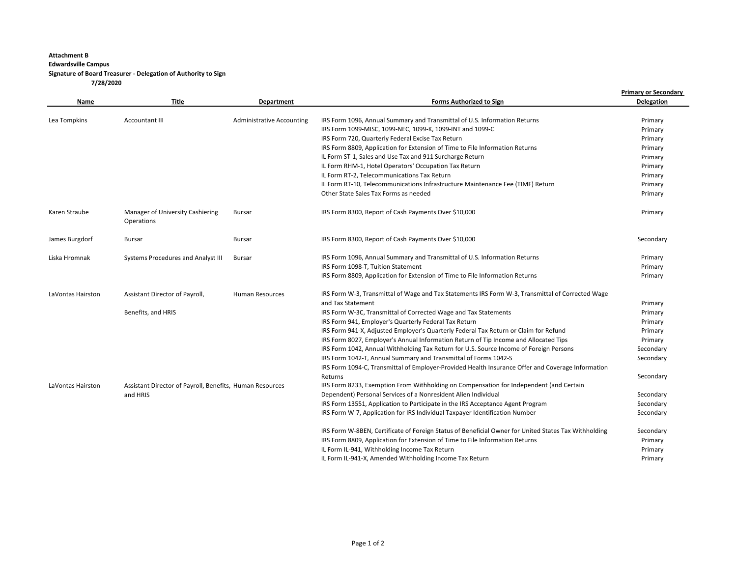**Attachment B**
**Edwardsville Campus**
**Signature of Board Treasurer - Delegation of Authority to Sign**
**7/28/2020**

| Name | Title | Department | Forms Authorized to Sign | Primary or Secondary Delegation |
|---|---|---|---|---|
| Lea Tompkins | Accountant III | Administrative Accounting | IRS Form 1096, Annual Summary and Transmittal of U.S. Information Returns | Primary |
| | | | IRS Form 1099-MISC, 1099-NEC, 1099-K, 1099-INT and 1099-C | Primary |
| | | | IRS Form 720, Quarterly Federal Excise Tax Return | Primary |
| | | | IRS Form 8809, Application for Extension of Time to File Information Returns | Primary |
| | | | IL Form ST-1, Sales and Use Tax and 911 Surcharge Return | Primary |
| | | | IL Form RHM-1, Hotel Operators' Occupation Tax Return | Primary |
| | | | IL Form RT-2, Telecommunications Tax Return | Primary |
| | | | IL Form RT-10, Telecommunications Infrastructure Maintenance Fee (TIMF) Return | Primary |
| | | | Other State Sales Tax Forms as needed | Primary |
| Karen Straube | Manager of University Cashiering Operations | Bursar | IRS Form 8300, Report of Cash Payments Over $10,000 | Primary |
| James Burgdorf | Bursar | Bursar | IRS Form 8300, Report of Cash Payments Over $10,000 | Secondary |
| Liska Hromnak | Systems Procedures and Analyst III | Bursar | IRS Form 1096, Annual Summary and Transmittal of U.S. Information Returns | Primary |
| | | | IRS Form 1098-T, Tuition Statement | Primary |
| | | | IRS Form 8809, Application for Extension of Time to File Information Returns | Primary |
| LaVontas Hairston | Assistant Director of Payroll, Benefits, and HRIS | Human Resources | IRS Form W-3, Transmittal of Wage and Tax Statements IRS Form W-3, Transmittal of Corrected Wage and Tax Statement | Primary |
| | | | IRS Form W-3C, Transmittal of Corrected Wage and Tax Statements | Primary |
| | | | IRS Form 941, Employer's Quarterly Federal Tax Return | Primary |
| | | | IRS Form 941-X, Adjusted Employer's Quarterly Federal Tax Return or Claim for Refund | Primary |
| | | | IRS Form 8027, Employer's Annual Information Return of Tip Income and Allocated Tips | Primary |
| | | | IRS Form 1042, Annual Withholding Tax Return for U.S. Source Income of Foreign Persons | Secondary |
| | | | IRS Form 1042-T, Annual Summary and Transmittal of Forms 1042-S | Secondary |
| | | | IRS Form 1094-C, Transmittal of Employer-Provided Health Insurance Offer and Coverage Information Returns | Secondary |
| LaVontas Hairston | Assistant Director of Payroll, Benefits, and HRIS | Human Resources | IRS Form 8233, Exemption From Withholding on Compensation for Independent (and Certain Dependent) Personal Services of a Nonresident Alien Individual | Secondary |
| | | | IRS Form 13551, Application to Participate in the IRS Acceptance Agent Program | Secondary |
| | | | IRS Form W-7, Application for IRS Individual Taxpayer Identification Number | Secondary |
| | | | IRS Form W-8BEN, Certificate of Foreign Status of Beneficial Owner for United States Tax Withholding | Secondary |
| | | | IRS Form 8809, Application for Extension of Time to File Information Returns | Primary |
| | | | IL Form IL-941, Withholding Income Tax Return | Primary |
| | | | IL Form IL-941-X, Amended Withholding Income Tax Return | Primary |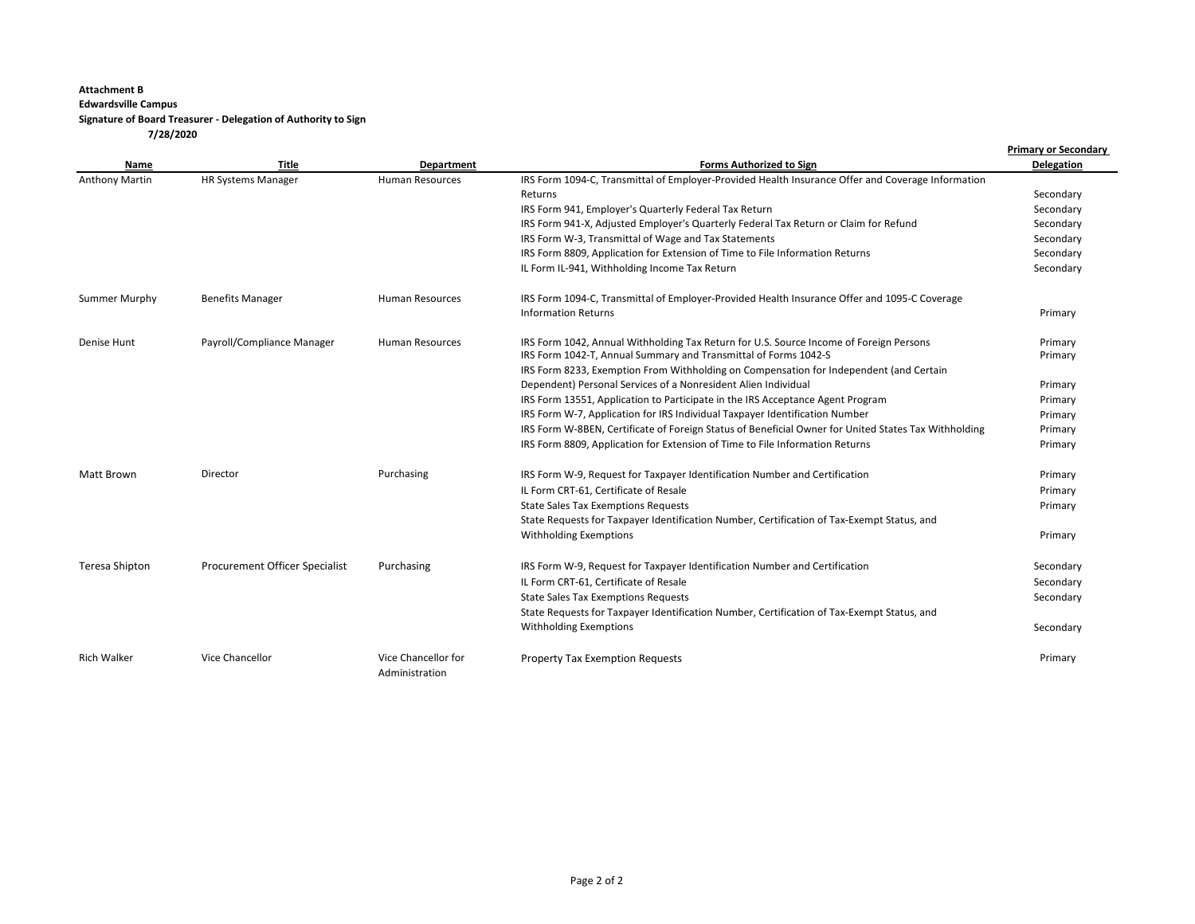**Attachment B**
**Edwardsville Campus**
**Signature of Board Treasurer - Delegation of Authority to Sign**
**7/28/2020**

| Name | Title | Department | Forms Authorized to Sign | Primary or Secondary Delegation |
|---|---|---|---|---|
| Anthony Martin | HR Systems Manager | Human Resources | IRS Form 1094-C, Transmittal of Employer-Provided Health Insurance Offer and Coverage Information Returns | Secondary |
| | | | IRS Form 941, Employer's Quarterly Federal Tax Return | Secondary |
| | | | IRS Form 941-X, Adjusted Employer's Quarterly Federal Tax Return or Claim for Refund | Secondary |
| | | | IRS Form W-3, Transmittal of Wage and Tax Statements | Secondary |
| | | | IRS Form 8809, Application for Extension of Time to File Information Returns | Secondary |
| | | | IL Form IL-941, Withholding Income Tax Return | Secondary |
| Summer Murphy | Benefits Manager | Human Resources | IRS Form 1094-C, Transmittal of Employer-Provided Health Insurance Offer and 1095-C Coverage Information Returns | Primary |
| Denise Hunt | Payroll/Compliance Manager | Human Resources | IRS Form 1042, Annual Withholding Tax Return for U.S. Source Income of Foreign Persons | Primary |
| | | | IRS Form 1042-T, Annual Summary and Transmittal of Forms 1042-S | Primary |
| | | | IRS Form 8233, Exemption From Withholding on Compensation for Independent (and Certain Dependent) Personal Services of a Nonresident Alien Individual | Primary |
| | | | IRS Form 13551, Application to Participate in the IRS Acceptance Agent Program | Primary |
| | | | IRS Form W-7, Application for IRS Individual Taxpayer Identification Number | Primary |
| | | | IRS Form W-8BEN, Certificate of Foreign Status of Beneficial Owner for United States Tax Withholding | Primary |
| | | | IRS Form 8809, Application for Extension of Time to File Information Returns | Primary |
| Matt Brown | Director | Purchasing | IRS Form W-9, Request for Taxpayer Identification Number and Certification | Primary |
| | | | IL Form CRT-61, Certificate of Resale | Primary |
| | | | State Sales Tax Exemptions Requests | Primary |
| | | | State Requests for Taxpayer Identification Number, Certification of Tax-Exempt Status, and Withholding Exemptions | Primary |
| Teresa Shipton | Procurement Officer Specialist | Purchasing | IRS Form W-9, Request for Taxpayer Identification Number and Certification | Secondary |
| | | | IL Form CRT-61, Certificate of Resale | Secondary |
| | | | State Sales Tax Exemptions Requests | Secondary |
| | | | State Requests for Taxpayer Identification Number, Certification of Tax-Exempt Status, and Withholding Exemptions | Secondary |
| Rich Walker | Vice Chancellor | Vice Chancellor for Administration | Property Tax Exemption Requests | Primary |